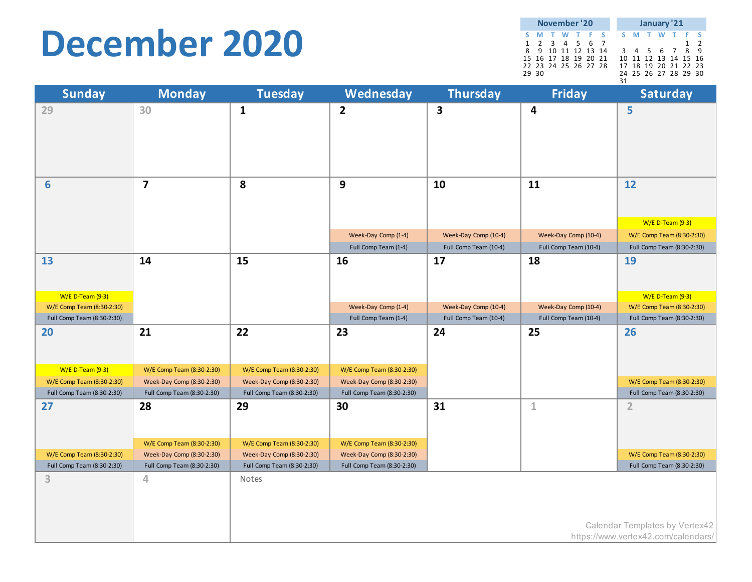# December 2020

**November '20**

| S | M | T | W | T | F | S |
|---|---|---|---|---|---|---|
| 1 | 2 | 3 | 4 | 5 | 6 | 7 |
| 8 | 9 | 10 | 11 | 12 | 13 | 14 |
| 15 | 16 | 17 | 18 | 19 | 20 | 21 |
| 22 | 23 | 24 | 25 | 26 | 27 | 28 |
| 29 | 30 | | | | | |

**January '21**

| S | M | T | W | T | F | S |
|---|---|---|---|---|---|---|
| | | | | | 1 | 2 |
| 3 | 4 | 5 | 6 | 7 | 8 | 9 |
| 10 | 11 | 12 | 13 | 14 | 15 | 16 |
| 17 | 18 | 19 | 20 | 21 | 22 | 23 |
| 24 | 25 | 26 | 27 | 28 | 29 | 30 |
| 31 | | | | | | |

| Sunday | Monday | Tuesday | Wednesday | Thursday | Friday | Saturday |
|---|---|---|---|---|---|---|
| 29 | 30 | 1 | 2 | 3 | 4 | 5 |
| 6 | 7 | 8 | 9<br>Week-Day Comp (1-4)<br>Full Comp Team (1-4) | 10<br>Week-Day Comp (10-4)<br>Full Comp Team (10-4) | 11<br>Week-Day Comp (10-4)<br>Full Comp Team (10-4) | 12<br>W/E D-Team (9-3)<br>W/E Comp Team (8:30-2:30)<br>Full Comp Team (8:30-2:30) |
| 13<br>W/E D-Team (9-3)<br>W/E Comp Team (8:30-2:30)<br>Full Comp Team (8:30-2:30) | 14 | 15 | 16<br>Week-Day Comp (1-4)<br>Full Comp Team (1-4) | 17<br>Week-Day Comp (10-4)<br>Full Comp Team (10-4) | 18<br>Week-Day Comp (10-4)<br>Full Comp Team (10-4) | 19<br>W/E D-Team (9-3)<br>W/E Comp Team (8:30-2:30)<br>Full Comp Team (8:30-2:30) |
| 20<br>W/E D-Team (9-3)<br>W/E Comp Team (8:30-2:30)<br>Full Comp Team (8:30-2:30) | 21<br>W/E Comp Team (8:30-2:30)<br>Week-Day Comp (8:30-2:30)<br>Full Comp Team (8:30-2:30) | 22<br>W/E Comp Team (8:30-2:30)<br>Week-Day Comp (8:30-2:30)<br>Full Comp Team (8:30-2:30) | 23<br>W/E Comp Team (8:30-2:30)<br>Week-Day Comp (8:30-2:30)<br>Full Comp Team (8:30-2:30) | 24 | 25 | 26<br>W/E Comp Team (8:30-2:30)<br>Full Comp Team (8:30-2:30) |
| 27<br>W/E Comp Team (8:30-2:30)<br>Full Comp Team (8:30-2:30) | 28<br>W/E Comp Team (8:30-2:30)<br>Week-Day Comp (8:30-2:30)<br>Full Comp Team (8:30-2:30) | 29<br>W/E Comp Team (8:30-2:30)<br>Week-Day Comp (8:30-2:30)<br>Full Comp Team (8:30-2:30) | 30<br>W/E Comp Team (8:30-2:30)<br>Week-Day Comp (8:30-2:30)<br>Full Comp Team (8:30-2:30) | 31 | 1 | 2<br>W/E Comp Team (8:30-2:30)<br>Full Comp Team (8:30-2:30) |
| 3 | 4 | Notes | | | | |

Calendar Templates by Vertex42
https://www.vertex42.com/calendars/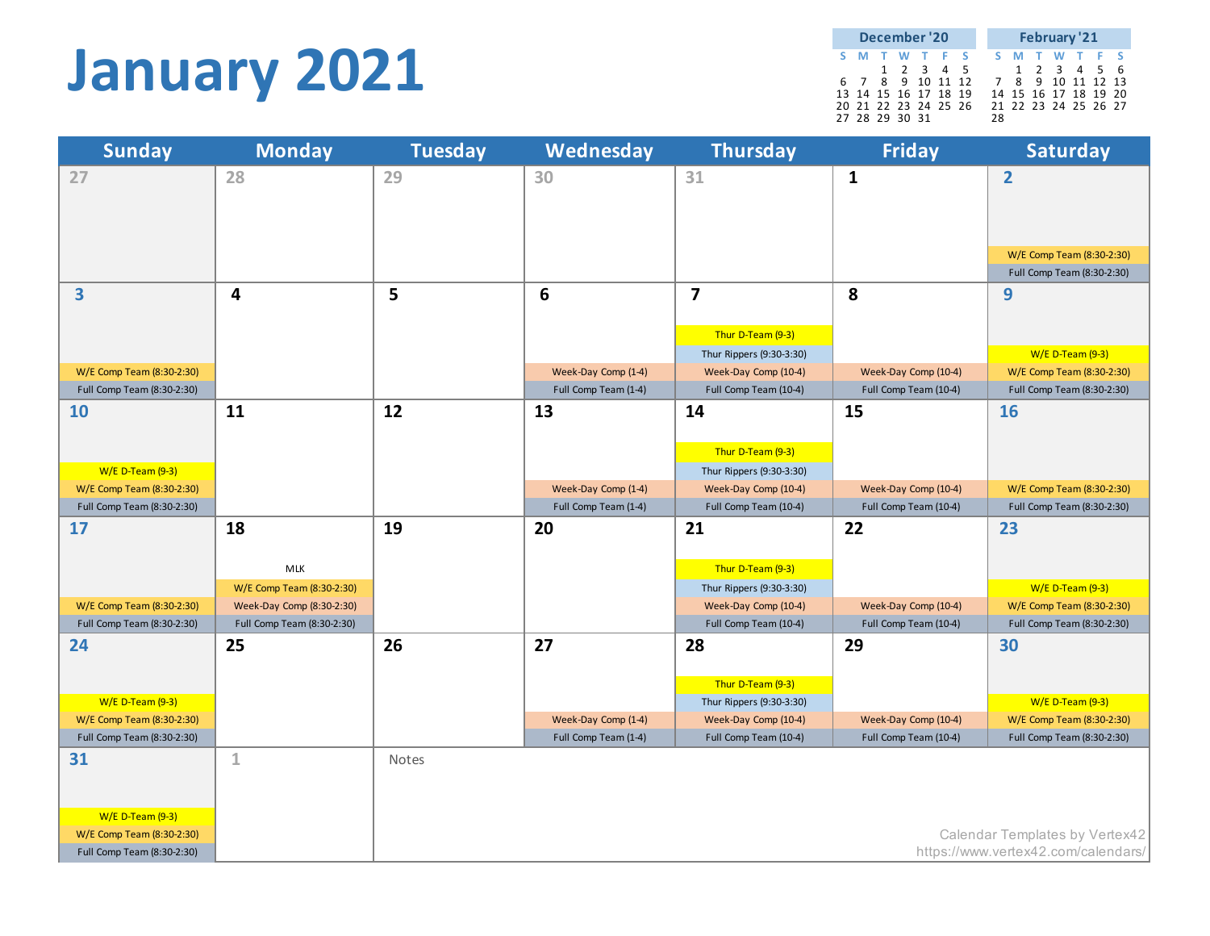# January 2021

| December '20 | | | | | | |
|---|---|---|---|---|---|---|
| S | M | T | W | T | F | S |
| | | 1 | 2 | 3 | 4 | 5 |
| 6 | 7 | 8 | 9 | 10 | 11 | 12 |
| 13 | 14 | 15 | 16 | 17 | 18 | 19 |
| 20 | 21 | 22 | 23 | 24 | 25 | 26 |
| 27 | 28 | 29 | 30 | 31 | | |

| February '21 | | | | | | |
|---|---|---|---|---|---|---|
| S | M | T | W | T | F | S |
| | 1 | 2 | 3 | 4 | 5 | 6 |
| 7 | 8 | 9 | 10 | 11 | 12 | 13 |
| 14 | 15 | 16 | 17 | 18 | 19 | 20 |
| 21 | 22 | 23 | 24 | 25 | 26 | 27 |
| 28 | | | | | | |

| Sunday | Monday | Tuesday | Wednesday | Thursday | Friday | Saturday |
|---|---|---|---|---|---|---|
| 27 | 28 | 29 | 30 | 31 | 1 | 2<br>W/E Comp Team (8:30-2:30)<br>Full Comp Team (8:30-2:30) |
| 3<br>W/E Comp Team (8:30-2:30)<br>Full Comp Team (8:30-2:30) | 4 | 5 | 6<br>Week-Day Comp (1-4)<br>Full Comp Team (1-4) | 7<br>Thur D-Team (9-3)<br>Thur Rippers (9:30-3:30)<br>Week-Day Comp (10-4)<br>Full Comp Team (10-4) | 8<br>Week-Day Comp (10-4)<br>Full Comp Team (10-4) | 9<br>W/E D-Team (9-3)<br>W/E Comp Team (8:30-2:30)<br>Full Comp Team (8:30-2:30) |
| 10<br>W/E D-Team (9-3)<br>W/E Comp Team (8:30-2:30)<br>Full Comp Team (8:30-2:30) | 11 | 12 | 13<br>Week-Day Comp (1-4)<br>Full Comp Team (1-4) | 14<br>Thur D-Team (9-3)<br>Thur Rippers (9:30-3:30)<br>Week-Day Comp (10-4)<br>Full Comp Team (10-4) | 15<br>Week-Day Comp (10-4)<br>Full Comp Team (10-4) | 16<br>W/E Comp Team (8:30-2:30)<br>Full Comp Team (8:30-2:30) |
| 17<br>W/E Comp Team (8:30-2:30)<br>Full Comp Team (8:30-2:30) | 18<br>MLK<br>W/E Comp Team (8:30-2:30)<br>Week-Day Comp (8:30-2:30)<br>Full Comp Team (8:30-2:30) | 19 | 20 | 21<br>Thur D-Team (9-3)<br>Thur Rippers (9:30-3:30)<br>Week-Day Comp (10-4)<br>Full Comp Team (10-4) | 22<br>Week-Day Comp (10-4)<br>Full Comp Team (10-4) | 23<br>W/E D-Team (9-3)<br>W/E Comp Team (8:30-2:30)<br>Full Comp Team (8:30-2:30) |
| 24<br>W/E D-Team (9-3)<br>W/E Comp Team (8:30-2:30)<br>Full Comp Team (8:30-2:30) | 25 | 26 | 27<br>Week-Day Comp (1-4)<br>Full Comp Team (1-4) | 28<br>Thur D-Team (9-3)<br>Thur Rippers (9:30-3:30)<br>Week-Day Comp (10-4)<br>Full Comp Team (10-4) | 29<br>Week-Day Comp (10-4)<br>Full Comp Team (10-4) | 30<br>W/E D-Team (9-3)<br>W/E Comp Team (8:30-2:30)<br>Full Comp Team (8:30-2:30) |
| 31<br>W/E D-Team (9-3)<br>W/E Comp Team (8:30-2:30)<br>Full Comp Team (8:30-2:30) | 1 | Notes | | | | |

Calendar Templates by Vertex42
https://www.vertex42.com/calendars/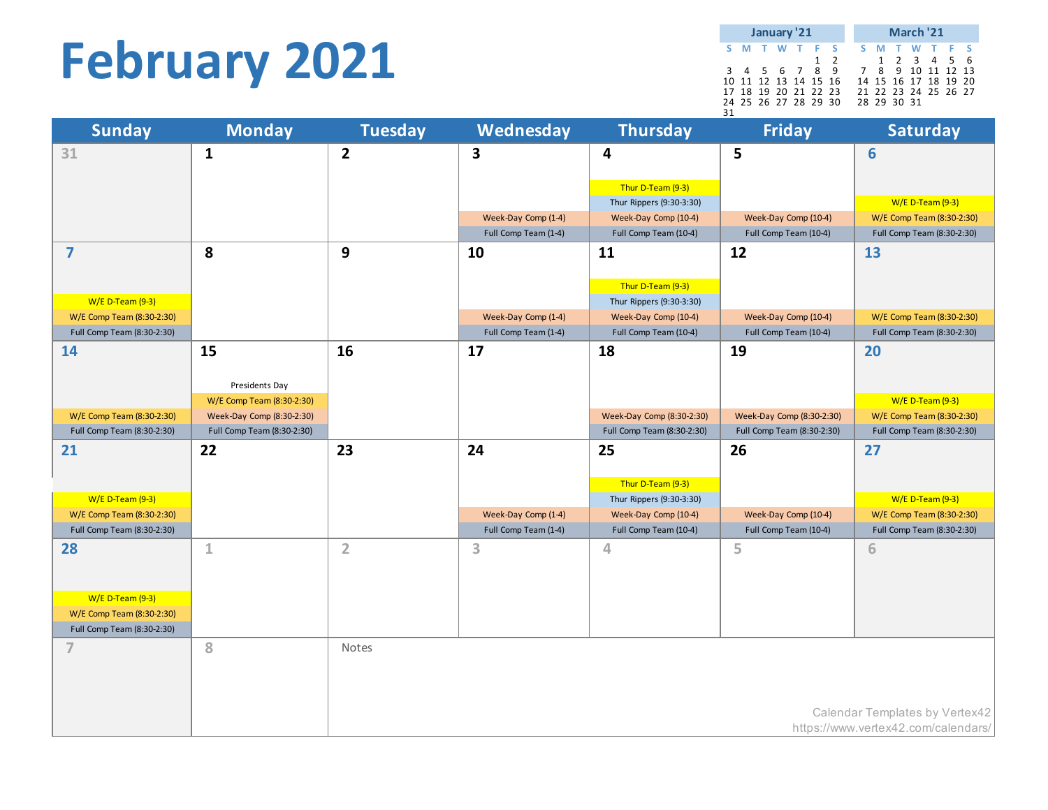# February 2021

**January '21**

| S | M | T | W | T | F | S |
|---|---|---|---|---|---|---|
| | | | | | 1 | 2 |
| 3 | 4 | 5 | 6 | 7 | 8 | 9 |
| 10 | 11 | 12 | 13 | 14 | 15 | 16 |
| 17 | 18 | 19 | 20 | 21 | 22 | 23 |
| 24 | 25 | 26 | 27 | 28 | 29 | 30 |
| 31 | | | | | | |

**March '21**

| S | M | T | W | T | F | S |
|---|---|---|---|---|---|---|
| | 1 | 2 | 3 | 4 | 5 | 6 |
| 7 | 8 | 9 | 10 | 11 | 12 | 13 |
| 14 | 15 | 16 | 17 | 18 | 19 | 20 |
| 21 | 22 | 23 | 24 | 25 | 26 | 27 |
| 28 | 29 | 30 | 31 | | | |

| Sunday | Monday | Tuesday | Wednesday | Thursday | Friday | Saturday |
|---|---|---|---|---|---|---|
| 31 | 1 | 2 | 3<br>Week-Day Comp (1-4)<br>Full Comp Team (1-4) | 4<br>Thur D-Team (9-3)<br>Thur Rippers (9:30-3:30)<br>Week-Day Comp (10-4)<br>Full Comp Team (10-4) | 5<br>Week-Day Comp (10-4)<br>Full Comp Team (10-4) | 6<br>W/E D-Team (9-3)<br>W/E Comp Team (8:30-2:30)<br>Full Comp Team (8:30-2:30) |
| 7<br>W/E D-Team (9-3)<br>W/E Comp Team (8:30-2:30)<br>Full Comp Team (8:30-2:30) | 8 | 9 | 10<br>Week-Day Comp (1-4)<br>Full Comp Team (1-4) | 11<br>Thur D-Team (9-3)<br>Thur Rippers (9:30-3:30)<br>Week-Day Comp (10-4)<br>Full Comp Team (10-4) | 12<br>Week-Day Comp (10-4)<br>Full Comp Team (10-4) | 13<br>W/E Comp Team (8:30-2:30)<br>Full Comp Team (8:30-2:30) |
| 14<br>W/E Comp Team (8:30-2:30)<br>Full Comp Team (8:30-2:30) | 15<br>Presidents Day<br>W/E Comp Team (8:30-2:30)<br>Week-Day Comp (8:30-2:30)<br>Full Comp Team (8:30-2:30) | 16 | 17 | 18<br>Week-Day Comp (8:30-2:30)<br>Full Comp Team (8:30-2:30) | 19<br>Week-Day Comp (8:30-2:30)<br>Full Comp Team (8:30-2:30) | 20<br>W/E D-Team (9-3)<br>W/E Comp Team (8:30-2:30)<br>Full Comp Team (8:30-2:30) |
| 21<br>W/E D-Team (9-3)<br>W/E Comp Team (8:30-2:30)<br>Full Comp Team (8:30-2:30) | 22 | 23 | 24<br>Week-Day Comp (1-4)<br>Full Comp Team (1-4) | 25<br>Thur D-Team (9-3)<br>Thur Rippers (9:30-3:30)<br>Week-Day Comp (10-4)<br>Full Comp Team (10-4) | 26<br>Week-Day Comp (10-4)<br>Full Comp Team (10-4) | 27<br>W/E D-Team (9-3)<br>W/E Comp Team (8:30-2:30)<br>Full Comp Team (8:30-2:30) |
| 28<br>W/E D-Team (9-3)<br>W/E Comp Team (8:30-2:30)<br>Full Comp Team (8:30-2:30) | 1 | 2 | 3 | 4 | 5 | 6 |
| 7 | 8 | Notes | | | | |

Calendar Templates by Vertex42
https://www.vertex42.com/calendars/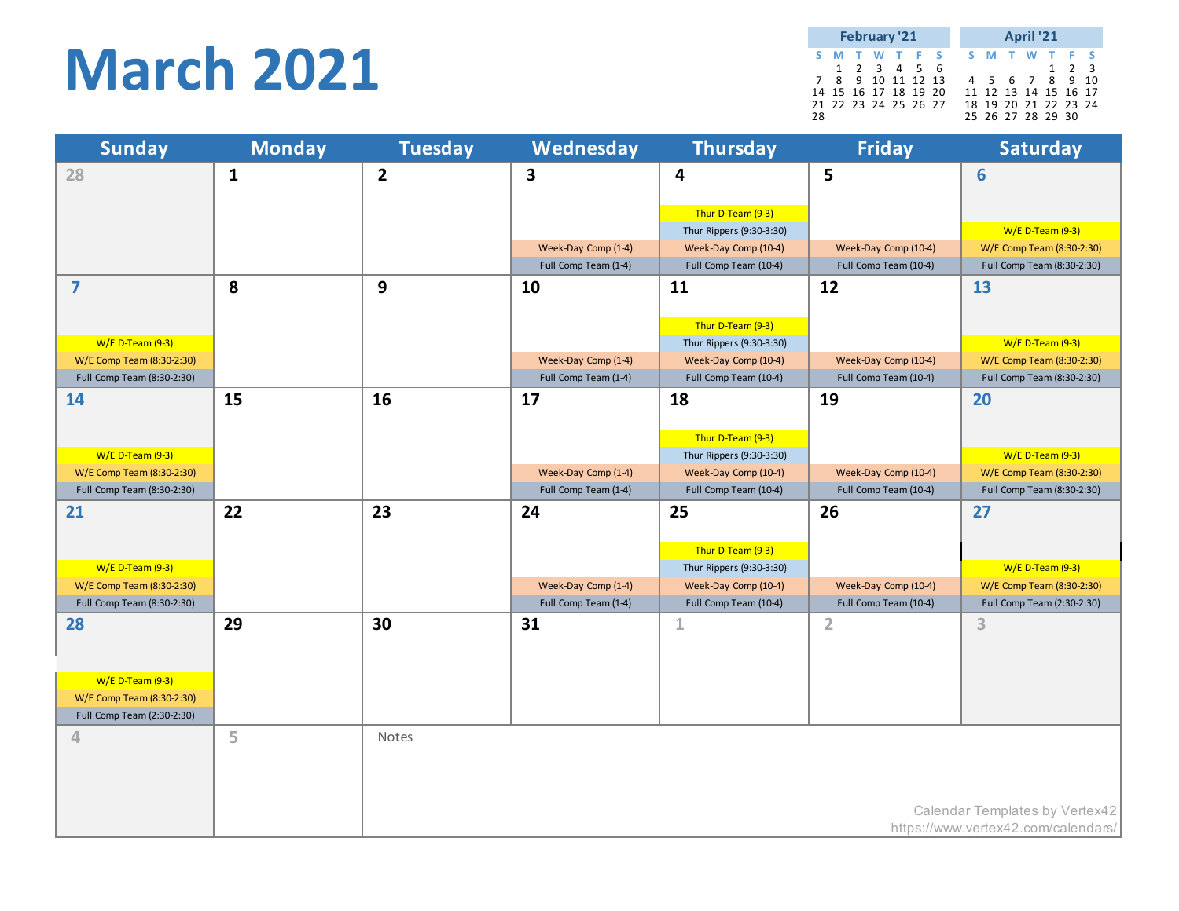# March 2021

**February '21**

| S | M | T | W | T | F | S |
|---|---|---|---|---|---|---|
| | 1 | 2 | 3 | 4 | 5 | 6 |
| 7 | 8 | 9 | 10 | 11 | 12 | 13 |
| 14 | 15 | 16 | 17 | 18 | 19 | 20 |
| 21 | 22 | 23 | 24 | 25 | 26 | 27 |
| 28 | | | | | | |

**April '21**

| S | M | T | W | T | F | S |
|---|---|---|---|---|---|---|
| | | | | 1 | 2 | 3 |
| 4 | 5 | 6 | 7 | 8 | 9 | 10 |
| 11 | 12 | 13 | 14 | 15 | 16 | 17 |
| 18 | 19 | 20 | 21 | 22 | 23 | 24 |
| 25 | 26 | 27 | 28 | 29 | 30 | |

| Sunday | Monday | Tuesday | Wednesday | Thursday | Friday | Saturday |
|---|---|---|---|---|---|---|
| 28 | 1 | 2 | 3<br>Week-Day Comp (1-4)<br>Full Comp Team (1-4) | 4<br>Thur D-Team (9-3)<br>Thur Rippers (9:30-3:30)<br>Week-Day Comp (10-4)<br>Full Comp Team (10-4) | 5<br>Week-Day Comp (10-4)<br>Full Comp Team (10-4) | 6<br>W/E D-Team (9-3)<br>W/E Comp Team (8:30-2:30)<br>Full Comp Team (8:30-2:30) |
| 7<br>W/E D-Team (9-3)<br>W/E Comp Team (8:30-2:30)<br>Full Comp Team (8:30-2:30) | 8 | 9 | 10<br>Week-Day Comp (1-4)<br>Full Comp Team (1-4) | 11<br>Thur D-Team (9-3)<br>Thur Rippers (9:30-3:30)<br>Week-Day Comp (10-4)<br>Full Comp Team (10-4) | 12<br>Week-Day Comp (10-4)<br>Full Comp Team (10-4) | 13<br>W/E D-Team (9-3)<br>W/E Comp Team (8:30-2:30)<br>Full Comp Team (8:30-2:30) |
| 14<br>W/E D-Team (9-3)<br>W/E Comp Team (8:30-2:30)<br>Full Comp Team (8:30-2:30) | 15 | 16 | 17<br>Week-Day Comp (1-4)<br>Full Comp Team (1-4) | 18<br>Thur D-Team (9-3)<br>Thur Rippers (9:30-3:30)<br>Week-Day Comp (10-4)<br>Full Comp Team (10-4) | 19<br>Week-Day Comp (10-4)<br>Full Comp Team (10-4) | 20<br>W/E D-Team (9-3)<br>W/E Comp Team (8:30-2:30)<br>Full Comp Team (8:30-2:30) |
| 21<br>W/E D-Team (9-3)<br>W/E Comp Team (8:30-2:30)<br>Full Comp Team (8:30-2:30) | 22 | 23 | 24<br>Week-Day Comp (1-4)<br>Full Comp Team (1-4) | 25<br>Thur D-Team (9-3)<br>Thur Rippers (9:30-3:30)<br>Week-Day Comp (10-4)<br>Full Comp Team (10-4) | 26<br>Week-Day Comp (10-4)<br>Full Comp Team (10-4) | 27<br>W/E D-Team (9-3)<br>W/E Comp Team (8:30-2:30)<br>Full Comp Team (2:30-2:30) |
| 28<br>W/E D-Team (9-3)<br>W/E Comp Team (8:30-2:30)<br>Full Comp Team (2:30-2:30) | 29 | 30 | 31 | 1 | 2 | 3 |
| 4 | 5 | Notes | | | | |

Calendar Templates by Vertex42
https://www.vertex42.com/calendars/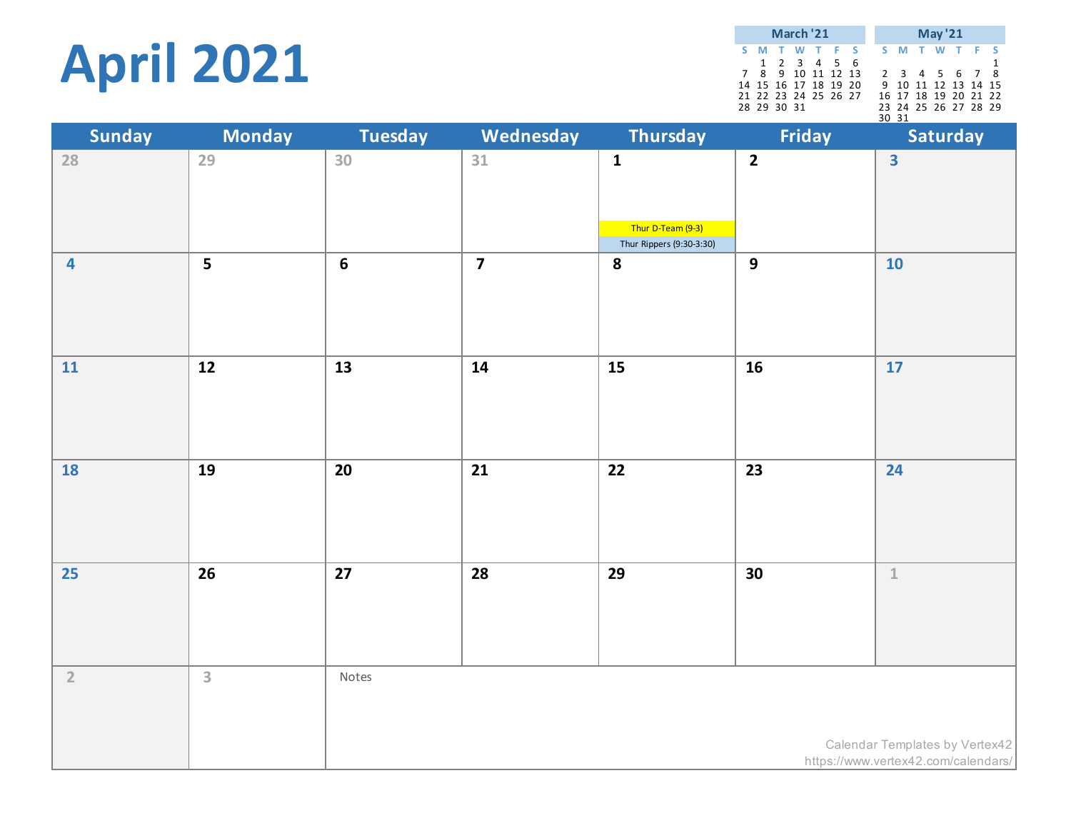# April 2021

| March '21 | | | | | | |
|---|---|---|---|---|---|---|
| S | M | T | W | T | F | S |
| | 1 | 2 | 3 | 4 | 5 | 6 |
| 7 | 8 | 9 | 10 | 11 | 12 | 13 |
| 14 | 15 | 16 | 17 | 18 | 19 | 20 |
| 21 | 22 | 23 | 24 | 25 | 26 | 27 |
| 28 | 29 | 30 | 31 | | | |

| May '21 | | | | | | |
|---|---|---|---|---|---|---|
| S | M | T | W | T | F | S |
| | | | | | | 1 |
| 2 | 3 | 4 | 5 | 6 | 7 | 8 |
| 9 | 10 | 11 | 12 | 13 | 14 | 15 |
| 16 | 17 | 18 | 19 | 20 | 21 | 22 |
| 23 | 24 | 25 | 26 | 27 | 28 | 29 |
| 30 | 31 | | | | | |

| Sunday | Monday | Tuesday | Wednesday | Thursday | Friday | Saturday |
|---|---|---|---|---|---|---|
| 28 | 29 | 30 | 31 | 1<br>Thur D-Team (9-3)<br>Thur Rippers (9:30-3:30) | 2 | 3 |
| 4 | 5 | 6 | 7 | 8 | 9 | 10 |
| 11 | 12 | 13 | 14 | 15 | 16 | 17 |
| 18 | 19 | 20 | 21 | 22 | 23 | 24 |
| 25 | 26 | 27 | 28 | 29 | 30 | 1 |
| 2 | 3 | Notes | | | | |

Calendar Templates by Vertex42
https://www.vertex42.com/calendars/